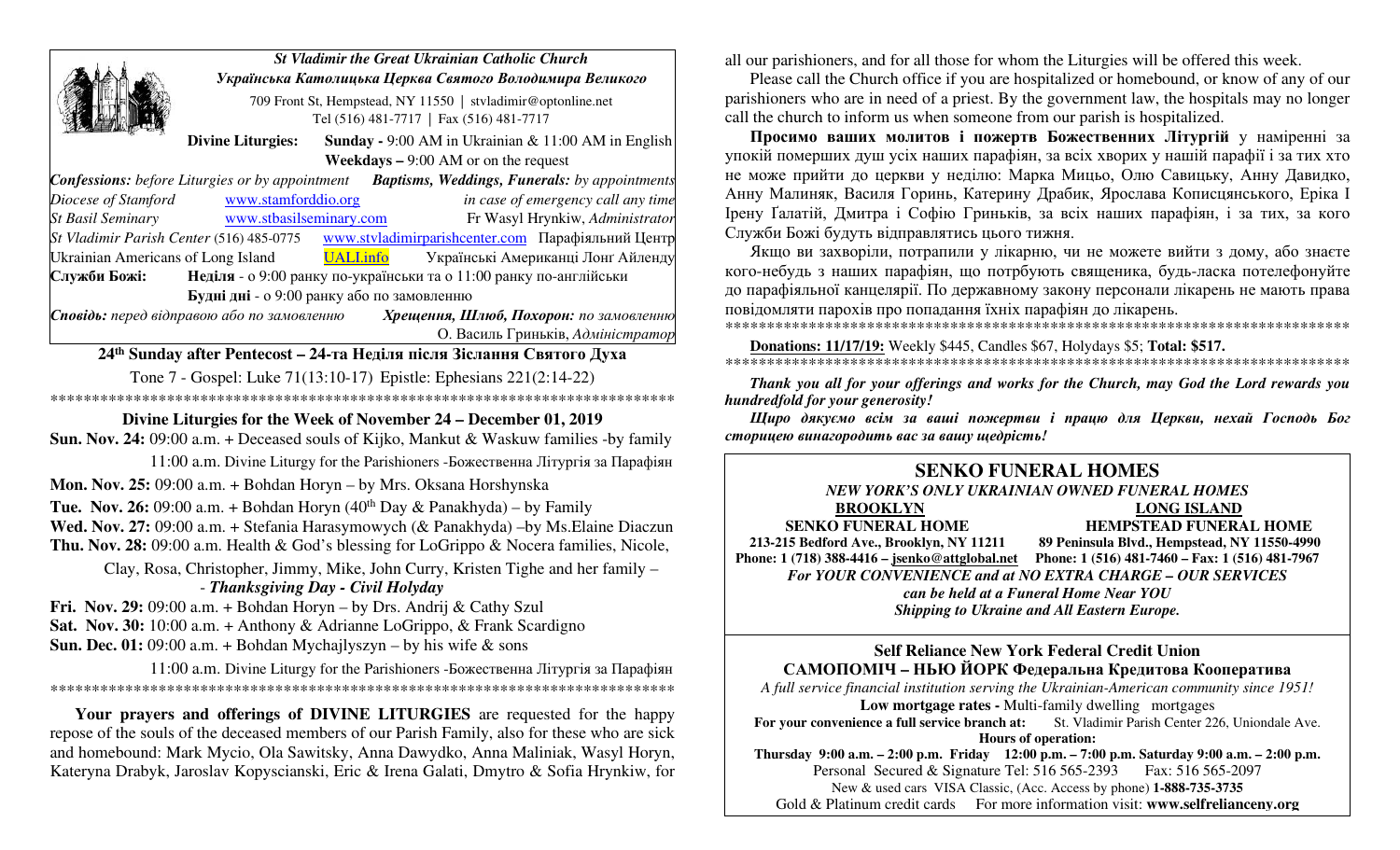***St Vladimir the Great Ukrainian Catholic Church***

***Українська Католицька Церква Святого Володимира Великого***

709 Front St, Hempstead, NY 11550 | stvladimir@optonline.net
Tel (516) 481-7717 | Fax (516) 481-7717

**Divine Liturgies:** **Sunday -** 9:00 AM in Ukrainian & 11:00 AM in English
**Weekdays –** 9:00 AM or on the request

***Confessions:*** *before Liturgies or by appointment* ***Baptisms, Weddings, Funerals:*** *by appointments*

*Diocese of Stamford* www.stamforddio.org *in case of emergency call any time*

*St Basil Seminary* www.stbasilseminary.com Fr Wasyl Hrynkiw, *Administrator*

*St Vladimir Parish Center* (516) 485-0775 www.stvladimirparishcenter.com Парафіяльний Центр

Ukrainian Americans of Long Island UALI.info Українські Американці Лонг Айленду

**Служби Божі:** **Неділя** - о 9:00 ранку по-українськи та о 11:00 ранку по-англійськи
**Будні дні** - о 9:00 ранку або по замовленню

***Сповідь:*** *перед відправою або по замовленню* ***Хрещення, Шлюб, Похорон:*** *по замовленню*

О. Василь Гриньків, *Адміністратор*

**24th Sunday after Pentecost – 24-та Неділя після Зіслання Святого Духа**

Tone 7 - Gospel: Luke 71(13:10-17) Epistle: Ephesians 221(2:14-22)

******************************************************************************

**Divine Liturgies for the Week of November 24 – December 01, 2019**

**Sun. Nov. 24:** 09:00 a.m. + Deceased souls of Kijko, Mankut & Waskuw families -by family

11:00 a.m. Divine Liturgy for the Parishioners -Божественна Літургія за Парафіян

**Mon. Nov. 25:** 09:00 a.m. + Bohdan Horyn – by Mrs. Oksana Horshynska

**Tue. Nov. 26:** 09:00 a.m. + Bohdan Horyn (40th Day & Panakhyda) – by Family

**Wed. Nov. 27:** 09:00 a.m. + Stefania Harasymowych (& Panakhyda) –by Ms.Elaine Diaczun

**Thu. Nov. 28:** 09:00 a.m. Health & God's blessing for LoGrippo & Nocera families, Nicole, Clay, Rosa, Christopher, Jimmy, Mike, John Curry, Kristen Tighe and her family – - ***Thanksgiving Day - Civil Holyday***

**Fri. Nov. 29:** 09:00 a.m. + Bohdan Horyn – by Drs. Andrij & Cathy Szul

**Sat. Nov. 30:** 10:00 a.m. + Anthony & Adrianne LoGrippo, & Frank Scardigno

**Sun. Dec. 01:** 09:00 a.m. + Bohdan Mychajlyszyn – by his wife & sons

11:00 a.m. Divine Liturgy for the Parishioners -Божественна Літургія за Парафіян

******************************************************************************

**Your prayers and offerings of DIVINE LITURGIES** are requested for the happy repose of the souls of the deceased members of our Parish Family, also for these who are sick and homebound: Mark Mycio, Ola Sawitsky, Anna Dawydko, Anna Maliniak, Wasyl Horyn, Kateryna Drabyk, Jaroslav Kopyscianski, Eric & Irena Galati, Dmytro & Sofia Hrynkiw, for all our parishioners, and for all those for whom the Liturgies will be offered this week.

Please call the Church office if you are hospitalized or homebound, or know of any of our parishioners who are in need of a priest. By the government law, the hospitals may no longer call the church to inform us when someone from our parish is hospitalized.

**Просимо ваших молитов і пожертв Божественних Літургій** у намірені за упокій померших душ усіх наших парафіян, за всіх хворих у нашій парафії і за тих хто не може прийти до церкви у неділю: Марка Мицьо, Олю Савицьку, Анну Давидко, Анну Малиняк, Василя Горинь, Катерину Драбик, Ярослава Кописцянського, Еріка І Ірену Ґалатій, Дмитра і Софію Гриньків, за всіх наших парафіян, і за тих, за кого Служби Божі будуть відправлятись цього тижня.

Якщо ви захворіли, потрапили у лікарню, чи не можете вийти з дому, або знаєте кого-небудь з наших парафіян, що потрбують священика, будь-ласка потелефонуйте до парафіяльної канцелярії. По державному закону персонали лікарень не мають права повідомляти парохів про попадання їхніх парафіян до лікарень.

******************************************************************************

**Donations: 11/17/19:** Weekly $445, Candles $67, Holydays $5; **Total: $517.**

******************************************************************************

***Thank you all for your offerings and works for the Church, may God the Lord rewards you hundredfold for your generosity!***

***Щиро дякуємо всім за ваші пожертви і працю для Церкви, нехай Господь Бог сторицею винагородить вас за вашу щедрість!***

## SENKO FUNERAL HOMES

***NEW YORK'S ONLY UKRAINIAN OWNED FUNERAL HOMES***

| **BROOKLYN** | **LONG ISLAND** |
| --- | --- |
| **SENKO FUNERAL HOME** | **HEMPSTEAD FUNERAL HOME** |
| **213-215 Bedford Ave., Brooklyn, NY 11211** | **89 Peninsula Blvd., Hempstead, NY 11550-4990** |
| **Phone: 1 (718) 388-4416 – jsenko@attglobal.net** | **Phone: 1 (516) 481-7460 – Fax: 1 (516) 481-7967** |

***For YOUR CONVENIENCE and at NO EXTRA CHARGE – OUR SERVICES can be held at a Funeral Home Near YOU***

***Shipping to Ukraine and All Eastern Europe.***

**Self Reliance New York Federal Credit Union**

**САМОПОМІЧ – НЬЮ ЙОРК Федеральна Кредитова Кооператива**

*A full service financial institution serving the Ukrainian-American community since 1951!*

**Low mortgage rates -** Multi-family dwelling mortgages

**For your convenience a full service branch at:** St. Vladimir Parish Center 226, Uniondale Ave.

**Hours of operation:**

**Thursday 9:00 a.m. – 2:00 p.m. Friday 12:00 p.m. – 7:00 p.m. Saturday 9:00 a.m. – 2:00 p.m.**

Personal Secured & Signature Tel: 516 565-2393 Fax: 516 565-2097

New & used cars VISA Classic, (Acc. Access by phone) **1-888-735-3735**

Gold & Platinum credit cards For more information visit: **www.selfrelianceny.org**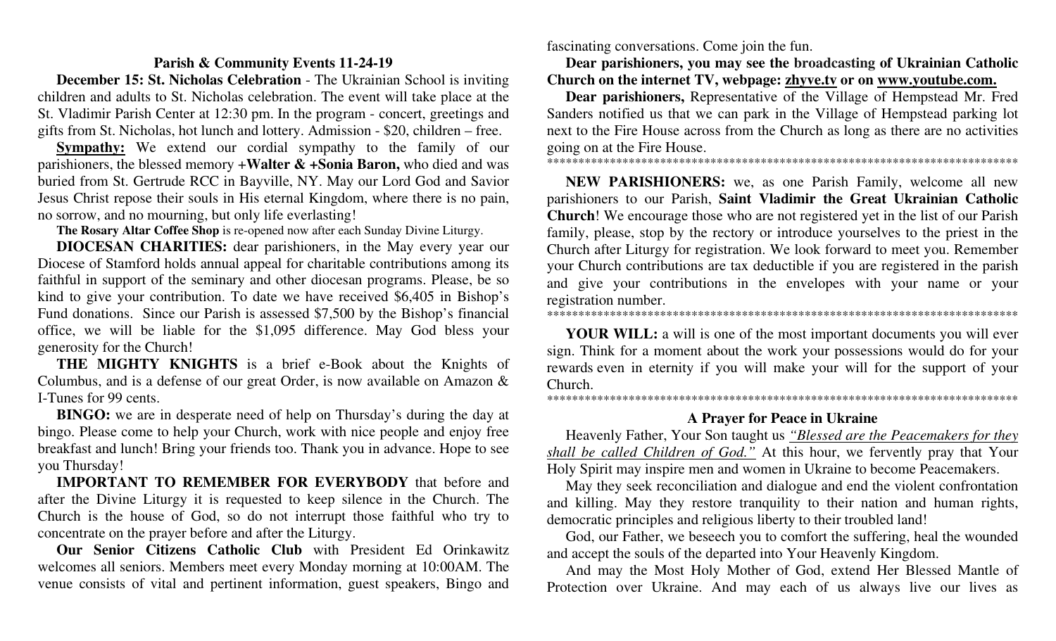## Parish & Community Events 11-24-19

**December 15: St. Nicholas Celebration** - The Ukrainian School is inviting children and adults to St. Nicholas celebration. The event will take place at the St. Vladimir Parish Center at 12:30 pm. In the program - concert, greetings and gifts from St. Nicholas, hot lunch and lottery. Admission - $20, children – free.

**Sympathy:** We extend our cordial sympathy to the family of our parishioners, the blessed memory **+Walter & +Sonia Baron,** who died and was buried from St. Gertrude RCC in Bayville, NY. May our Lord God and Savior Jesus Christ repose their souls in His eternal Kingdom, where there is no pain, no sorrow, and no mourning, but only life everlasting!

**The Rosary Altar Coffee Shop** is re-opened now after each Sunday Divine Liturgy.

**DIOCESAN CHARITIES:** dear parishioners, in the May every year our Diocese of Stamford holds annual appeal for charitable contributions among its faithful in support of the seminary and other diocesan programs. Please, be so kind to give your contribution. To date we have received $6,405 in Bishop's Fund donations. Since our Parish is assessed $7,500 by the Bishop's financial office, we will be liable for the $1,095 difference. May God bless your generosity for the Church!

**THE MIGHTY KNIGHTS** is a brief e-Book about the Knights of Columbus, and is a defense of our great Order, is now available on Amazon & I-Tunes for 99 cents.

**BINGO:** we are in desperate need of help on Thursday's during the day at bingo. Please come to help your Church, work with nice people and enjoy free breakfast and lunch! Bring your friends too. Thank you in advance. Hope to see you Thursday!

**IMPORTANT TO REMEMBER FOR EVERYBODY** that before and after the Divine Liturgy it is requested to keep silence in the Church. The Church is the house of God, so do not interrupt those faithful who try to concentrate on the prayer before and after the Liturgy.

**Our Senior Citizens Catholic Club** with President Ed Orinkawitz welcomes all seniors. Members meet every Monday morning at 10:00AM. The venue consists of vital and pertinent information, guest speakers, Bingo and fascinating conversations. Come join the fun.

**Dear parishioners, you may see the broadcasting of Ukrainian Catholic Church on the internet TV, webpage: zhyve.tv or on www.youtube.com.**

**Dear parishioners,** Representative of the Village of Hempstead Mr. Fred Sanders notified us that we can park in the Village of Hempstead parking lot next to the Fire House across from the Church as long as there are no activities going on at the Fire House.

*****************************************************************************

**NEW PARISHIONERS:** we, as one Parish Family, welcome all new parishioners to our Parish, **Saint Vladimir the Great Ukrainian Catholic Church**! We encourage those who are not registered yet in the list of our Parish family, please, stop by the rectory or introduce yourselves to the priest in the Church after Liturgy for registration. We look forward to meet you. Remember your Church contributions are tax deductible if you are registered in the parish and give your contributions in the envelopes with your name or your registration number.

*****************************************************************************

**YOUR WILL:** a will is one of the most important documents you will ever sign. Think for a moment about the work your possessions would do for your rewards even in eternity if you will make your will for the support of your Church.

*****************************************************************************

### A Prayer for Peace in Ukraine

Heavenly Father, Your Son taught us *"Blessed are the Peacemakers for they shall be called Children of God."* At this hour, we fervently pray that Your Holy Spirit may inspire men and women in Ukraine to become Peacemakers.

May they seek reconciliation and dialogue and end the violent confrontation and killing. May they restore tranquility to their nation and human rights, democratic principles and religious liberty to their troubled land!

God, our Father, we beseech you to comfort the suffering, heal the wounded and accept the souls of the departed into Your Heavenly Kingdom.

And may the Most Holy Mother of God, extend Her Blessed Mantle of Protection over Ukraine. And may each of us always live our lives as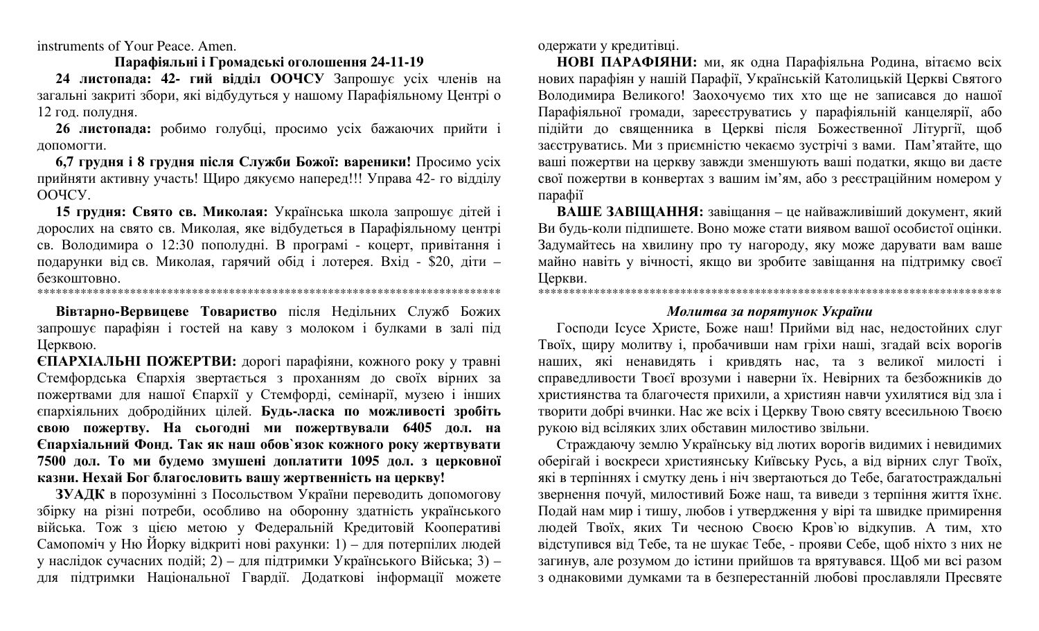instruments of Your Peace. Amen.

**Парафіяльні і Громадські оголошення 24-11-19**

**24 листопада: 42- гий відділ ООЧСУ** Запрошує усіх членів на загальні закриті збори, які відбудуться у нашому Парафіяльному Центрі о 12 год. полудня.

**26 листопада:** робимо голубці, просимо усіх бажаючих прийти і допомогти.

**6,7 грудня і 8 грудня після Служби Божої: вареники!** Просимо усіх прийняти активну участь! Щиро дякуємо наперед!!! Управа 42- го відділу ООЧСУ.

**15 грудня: Свято св. Миколая:** Українська школа запрошує дітей і дорослих на свято св. Миколая, яке відбудеться в Парафіяльному центрі св. Володимира о 12:30 пополудні. В програмі - коцерт, привітання і подарунки від св. Миколая, гарячий обід і лотерея. Вхід - $20, діти – безкоштовно.

******************************************************************************

**Вівтарно-Вервицеве Товариство** після Недільних Служб Божих запрошує парафіян і гостей на каву з молоком і булками в залі під Церквою.

**ЄПАРХІАЛЬНІ ПОЖЕРТВИ:** дорогі парафіяни, кожного року у травні Стемфордська Єпархія звертається з проханням до своїх вірних за пожертвами для нашої Єпархії у Стемфорді, семінарії, музею і інших єпархіяльних добродійних цілей. **Будь-ласка по можливості зробіть свою пожертву. На сьогодні ми пожертвували 6405 дол. на Єпархіальний Фонд. Так як наш обов`язок кожного року жертвувати 7500 дол. То ми будемо змушені доплатити 1095 дол. з церковної казни. Нехай Бог благословить вашу жертвенність на церкву!**

**ЗУАДК** в порозумінні з Посольством України переводить допомогову збірку на різні потреби, особливо на оборонну здатність українського війська. Тож з цією метою у Федеральній Кредитовій Кооперативі Самопоміч у Ню Йорку відкриті нові рахунки: 1) – для потерпілих людей у наслідок сучасних подій; 2) – для підтримки Українського Війська; 3) – для підтримки Національної Гвардії. Додаткові інформації можете одержати у кредитівці.

**НОВІ ПАРАФІЯНИ:** ми, як одна Парафіяльна Родина, вітаємо всіх нових парафіян у нашій Парафії, Українській Католицькій Церкві Святого Володимира Великого! Заохочуємо тих хто ще не записався до нашої Парафіяльної громади, зареєструватись у парафіяльній канцелярії, або підійти до священника в Церкві після Божественної Літургії, щоб заєструватись. Ми з приємністю чекаємо зустрічі з вами. Пам'ятайте, що ваші пожертви на церкву завжди зменшують ваші податки, якщо ви даєте свої пожертви в конвертах з вашим ім'ям, або з реєстраційним номером у парафії

**ВАШЕ ЗАВІЩАННЯ:** завіщання – це найважливіший документ, який Ви будь-коли підпишете. Воно може стати виявом вашої особистої оцінки. Задумайтесь на хвилину про ту нагороду, яку може дарувати вам ваше майно навіть у вічності, якщо ви зробите завіщання на підтримку своєї Церкви.

******************************************************************************

***Молитва за порятунок України***

Господи Ісусе Христе, Боже наш! Прийми від нас, недостойних слуг Твоїх, щиру молитву і, пробачивши нам гріхи наші, згадай всіх ворогів наших, які ненавидять і кривдять нас, та з великої милості і справедливости Твоєї врозуми і наверни їх. Невірних та безбожників до християнства та благочестя прихили, а християн навчи ухилятися від зла і творити добрі вчинки. Нас же всіх і Церкву Твою святу всесильною Твоєю рукою від всіляких злих обставин милостиво звільни.

Страждаючу землю Українську від лютих ворогів видимих і невидимих оберігай і воскреси християнську Київську Русь, а від вірних слуг Твоїх, які в терпіннях і смутку день і ніч звертаються до Тебе, багатостраждальні звернення почуй, милостивий Боже наш, та виведи з терпіння життя їхнє. Подай нам мир і тишу, любов і утвердження у вірі та швидке примирення людей Твоїх, яких Ти чесною Своєю Кров`ю відкупив. А тим, хто відступився від Тебе, та не шукає Тебе, - прояви Себе, щоб ніхто з них не загинув, але розумом до істини прийшов та врятувався. Щоб ми всі разом з однаковими думками та в безперестанній любові прославляли Пресвяте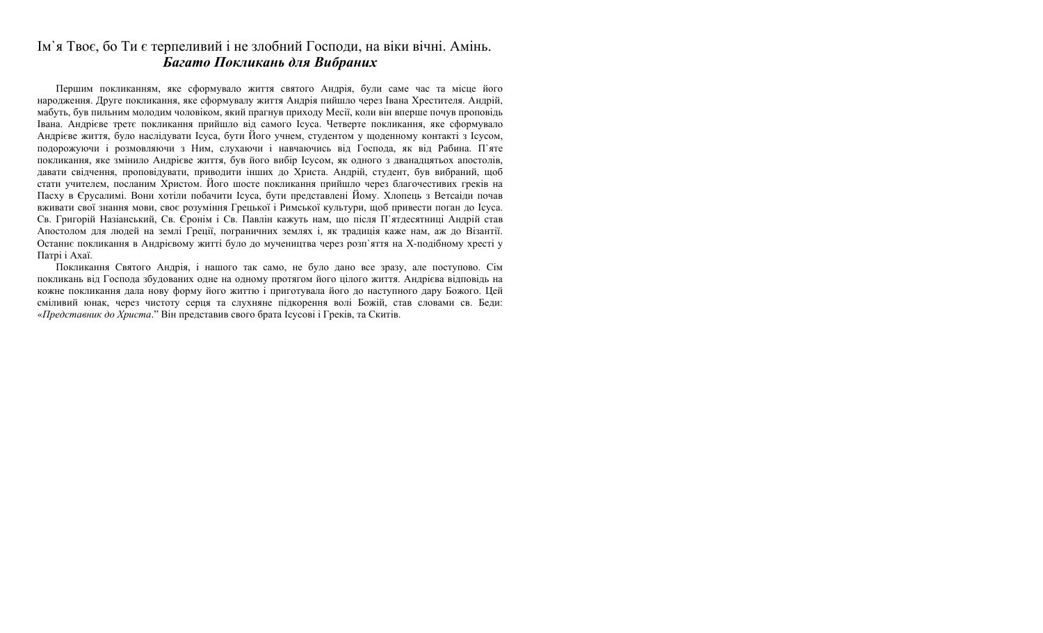Ім`я Твоє, бо Ти є терпеливий і не злобний Господи, на віки вічні. Амінь.

## *Багато Покликань для Вибраних*

Першим покликанням, яке сформувало життя святого Андрія, були саме час та місце його народження. Друге покликання, яке сформувалу життя Андрія пийшло через Івана Хрестителя. Андрій, мабуть, був пильним молодим чоловіком, який прагнув приходу Месії, коли він вперше почув проповідь Івана. Андрієве третє покликання прийшло від самого Ісуса. Четверте покликання, яке сформувало Андрієве життя, було наслідувати Ісуса, бути Його учнем, студентом у щоденному контакті з Ісусом, подорожуючи і розмовляючи з Ним, слухаючи і навчаючись від Господа, як від Рабина. П`яте покликання, яке змінило Андрієве життя, був його вибір Ісусом, як одного з дванадцятьох апостолів, давати свідчення, проповідувати, приводити інших до Христа. Андрій, студент, був вибраний, щоб стати учителем, посланим Христом. Його шосте покликання прийшло через благочестивих греків на Пасху в Єрусалимі. Вони хотіли побачити Ісуса, бути представлені Йому. Хлопець з Ветсаіди почав вживати свої знання мови, своє розуміння Грецької і Римської культури, щоб привести поган до Ісуса. Св. Григорій Назіанський, Св. Єронім і Св. Павлін кажуть нам, що після П`ятдесятниці Андрій став Апостолом для людей на землі Греції, пограничних землях і, як традиція каже нам, аж до Візантії. Останнє покликання в Андрієвому житті було до мучеництва через розп`яття на Х-подібному хресті у Патрі і Ахаї.

Покликання Святого Андрія, і нашого так само, не було дано все зразу, але поступово. Сім покликань від Господа збудованих одне на одному протягом його цілого життя. Андрієва відповідь на кожне покликання дала нову форму його життю і приготувала його до наступного дару Божого. Цей сміливий юнак, через чистоту серця та слухняне підкорення волі Божій, став словами св. Беди: «*Представник до Христа*.” Він представив свого брата Ісусові і Греків, та Скитів.